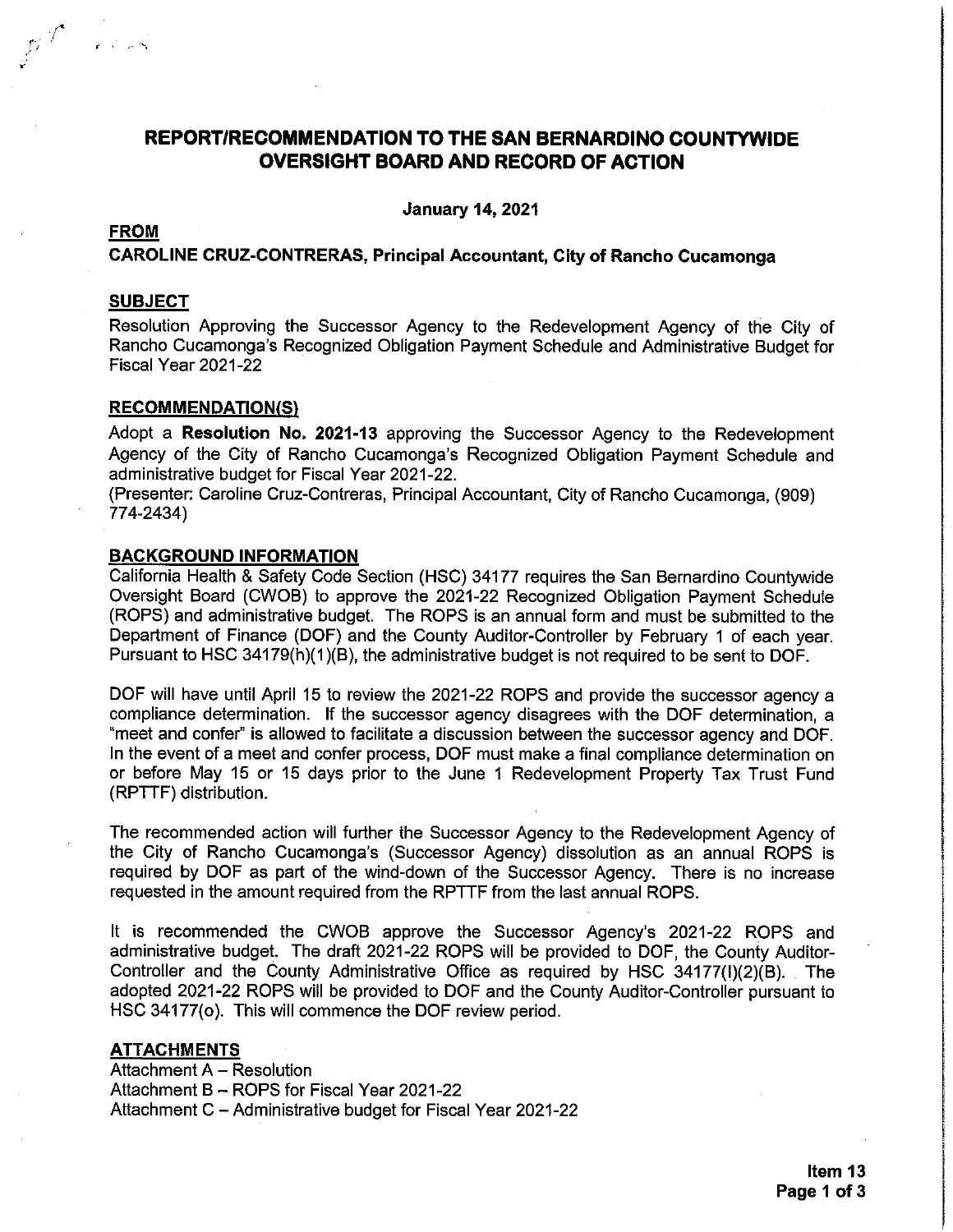# REPORT/RECOMMENDATION TO THE SAN BERNARDINO COUNTYWIDE OVERSIGHT BOARD AND RECORD OF ACTION

**January 14, 2021**

**FROM**

**CAROLINE CRUZ-CONTRERAS, Principal Accountant, City of Rancho Cucamonga**

**SUBJECT**

Resolution Approving the Successor Agency to the Redevelopment Agency of the City of Rancho Cucamonga's Recognized Obligation Payment Schedule and Administrative Budget for Fiscal Year 2021-22

**RECOMMENDATION(S)**

Adopt a **Resolution No. 2021-13** approving the Successor Agency to the Redevelopment Agency of the City of Rancho Cucamonga's Recognized Obligation Payment Schedule and administrative budget for Fiscal Year 2021-22.
(Presenter: Caroline Cruz-Contreras, Principal Accountant, City of Rancho Cucamonga, (909) 774-2434)

**BACKGROUND INFORMATION**

California Health & Safety Code Section (HSC) 34177 requires the San Bernardino Countywide Oversight Board (CWOB) to approve the 2021-22 Recognized Obligation Payment Schedule (ROPS) and administrative budget. The ROPS is an annual form and must be submitted to the Department of Finance (DOF) and the County Auditor-Controller by February 1 of each year. Pursuant to HSC 34179(h)(1)(B), the administrative budget is not required to be sent to DOF.

DOF will have until April 15 to review the 2021-22 ROPS and provide the successor agency a compliance determination. If the successor agency disagrees with the DOF determination, a "meet and confer" is allowed to facilitate a discussion between the successor agency and DOF. In the event of a meet and confer process, DOF must make a final compliance determination on or before May 15 or 15 days prior to the June 1 Redevelopment Property Tax Trust Fund (RPTTF) distribution.

The recommended action will further the Successor Agency to the Redevelopment Agency of the City of Rancho Cucamonga's (Successor Agency) dissolution as an annual ROPS is required by DOF as part of the wind-down of the Successor Agency. There is no increase requested in the amount required from the RPTTF from the last annual ROPS.

It is recommended the CWOB approve the Successor Agency's 2021-22 ROPS and administrative budget. The draft 2021-22 ROPS will be provided to DOF, the County Auditor-Controller and the County Administrative Office as required by HSC 34177(l)(2)(B). The adopted 2021-22 ROPS will be provided to DOF and the County Auditor-Controller pursuant to HSC 34177(o). This will commence the DOF review period.

**ATTACHMENTS**

Attachment A – Resolution
Attachment B – ROPS for Fiscal Year 2021-22
Attachment C – Administrative budget for Fiscal Year 2021-22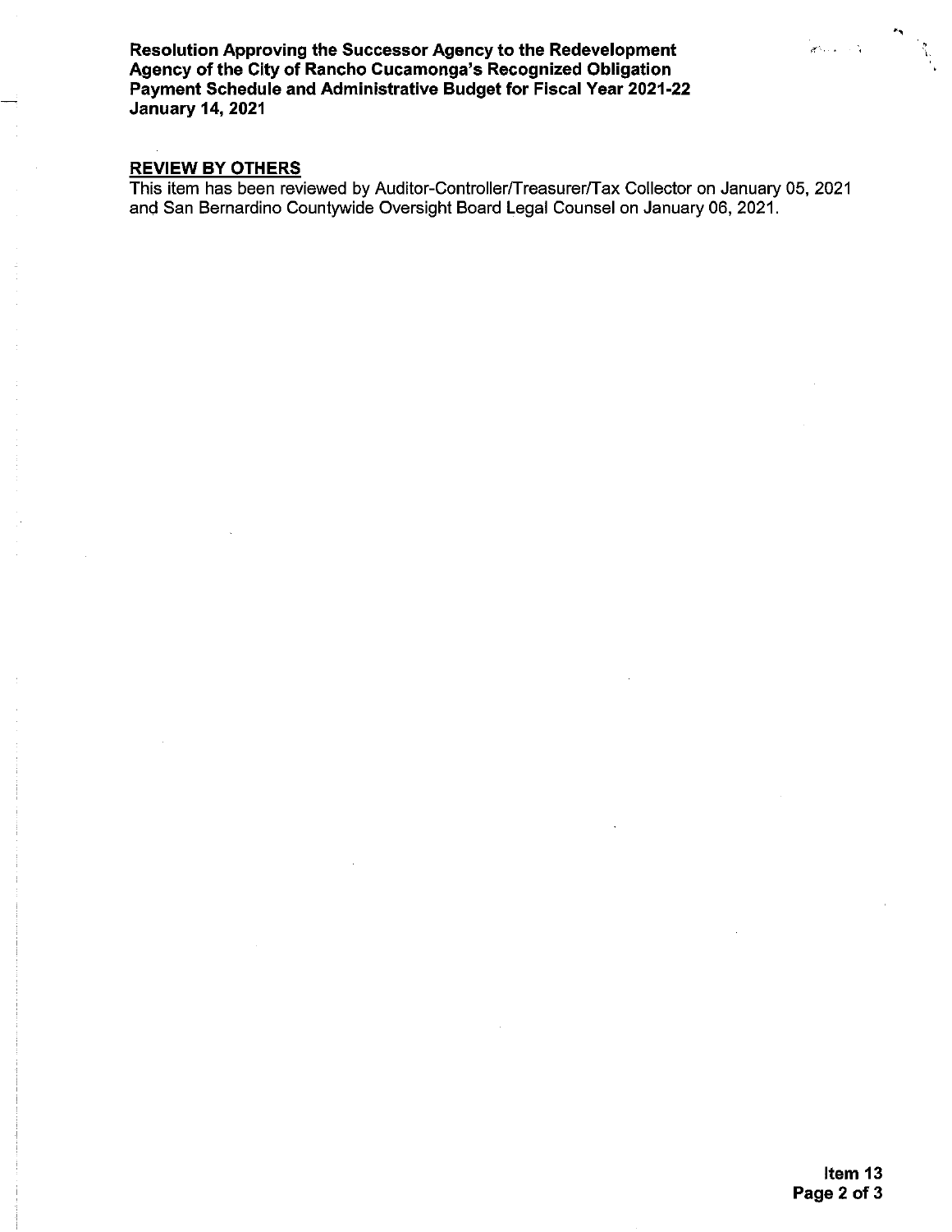## REVIEW BY OTHERS

This item has been reviewed by Auditor-Controller/Treasurer/Tax Collector on January 05, 2021 and San Bernardino Countywide Oversight Board Legal Counsel on January 06, 2021.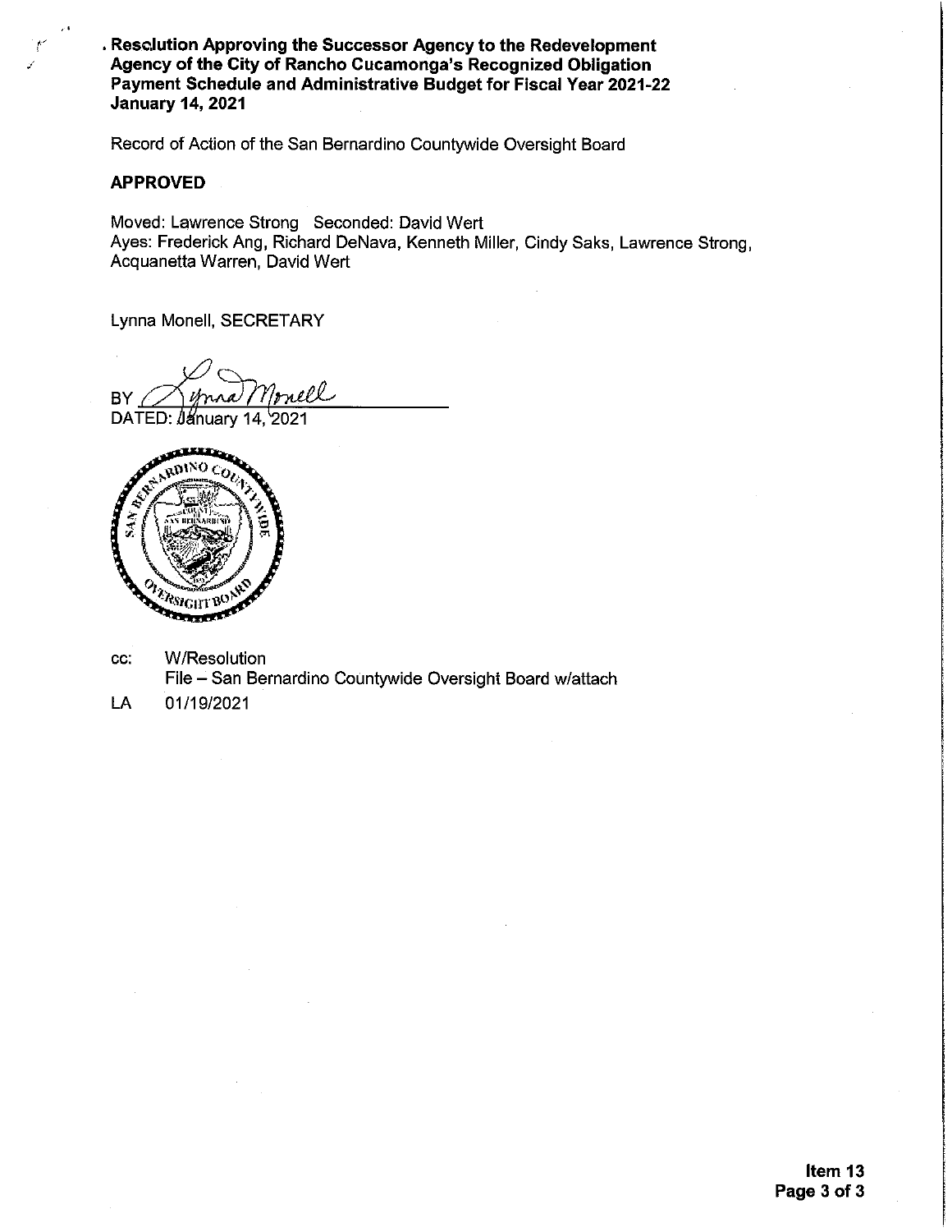**Resolution Approving the Successor Agency to the Redevelopment Agency of the City of Rancho Cucamonga's Recognized Obligation Payment Schedule and Administrative Budget for Fiscal Year 2021-22**
**January 14, 2021**

Record of Action of the San Bernardino Countywide Oversight Board

**APPROVED**

Moved: Lawrence Strong Seconded: David Wert
Ayes: Frederick Ang, Richard DeNava, Kenneth Miller, Cindy Saks, Lawrence Strong, Acquanetta Warren, David Wert

Lynna Monell, SECRETARY

BY Lynna Monell

DATED: January 14, 2021

cc: W/Resolution
File – San Bernardino Countywide Oversight Board w/attach

LA 01/19/2021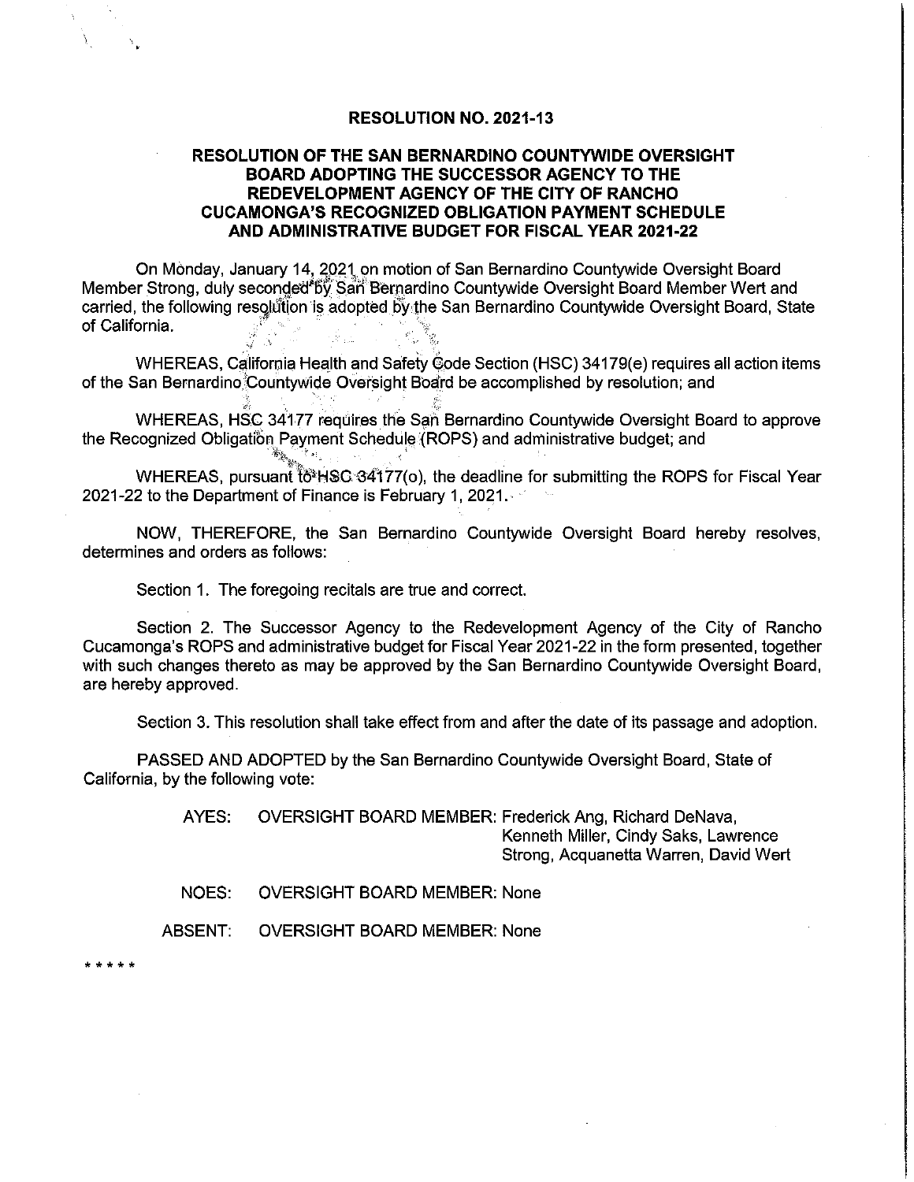# RESOLUTION NO. 2021-13

## RESOLUTION OF THE SAN BERNARDINO COUNTYWIDE OVERSIGHT BOARD ADOPTING THE SUCCESSOR AGENCY TO THE REDEVELOPMENT AGENCY OF THE CITY OF RANCHO CUCAMONGA'S RECOGNIZED OBLIGATION PAYMENT SCHEDULE AND ADMINISTRATIVE BUDGET FOR FISCAL YEAR 2021-22

On Monday, January 14, 2021 on motion of San Bernardino Countywide Oversight Board Member Strong, duly seconded by San Bernardino Countywide Oversight Board Member Wert and carried, the following resolution is adopted by the San Bernardino Countywide Oversight Board, State of California.

WHEREAS, California Health and Safety Code Section (HSC) 34179(e) requires all action items of the San Bernardino Countywide Oversight Board be accomplished by resolution; and

WHEREAS, HSC 34177 requires the San Bernardino Countywide Oversight Board to approve the Recognized Obligation Payment Schedule (ROPS) and administrative budget; and

WHEREAS, pursuant to HSC 34177(o), the deadline for submitting the ROPS for Fiscal Year 2021-22 to the Department of Finance is February 1, 2021.

NOW, THEREFORE, the San Bernardino Countywide Oversight Board hereby resolves, determines and orders as follows:

Section 1. The foregoing recitals are true and correct.

Section 2. The Successor Agency to the Redevelopment Agency of the City of Rancho Cucamonga's ROPS and administrative budget for Fiscal Year 2021-22 in the form presented, together with such changes thereto as may be approved by the San Bernardino Countywide Oversight Board, are hereby approved.

Section 3. This resolution shall take effect from and after the date of its passage and adoption.

PASSED AND ADOPTED by the San Bernardino Countywide Oversight Board, State of California, by the following vote:

AYES: OVERSIGHT BOARD MEMBER: Frederick Ang, Richard DeNava, Kenneth Miller, Cindy Saks, Lawrence Strong, Acquanetta Warren, David Wert

NOES: OVERSIGHT BOARD MEMBER: None

ABSENT: OVERSIGHT BOARD MEMBER: None

* * * * *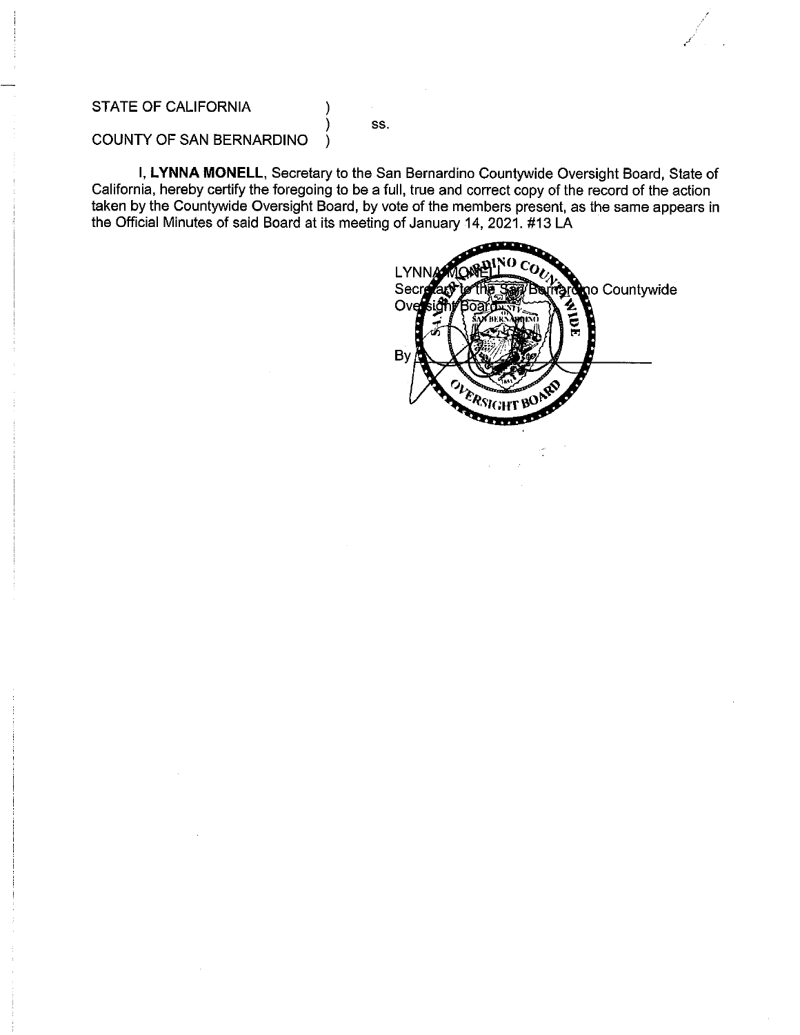STATE OF CALIFORNIA )
) ss.
COUNTY OF SAN BERNARDINO )

I, **LYNNA MONELL**, Secretary to the San Bernardino Countywide Oversight Board, State of California, hereby certify the foregoing to be a full, true and correct copy of the record of the action taken by the Countywide Oversight Board, by vote of the members present, as the same appears in the Official Minutes of said Board at its meeting of January 14, 2021. #13 LA

LYNNA MONELL
Secretary to the San Bernardino Countywide Oversight Board

By ______________________________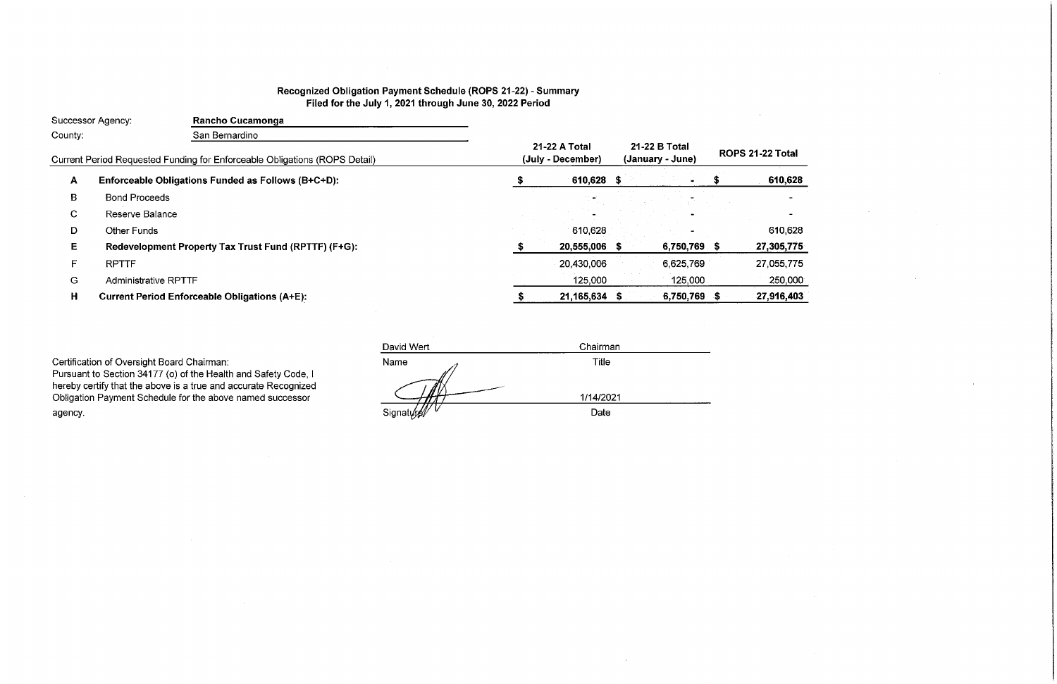**Recognized Obligation Payment Schedule (ROPS 21-22) - Summary**
**Filed for the July 1, 2021 through June 30, 2022 Period**

Successor Agency: **Rancho Cucamonga**
County: San Bernardino

| | Current Period Requested Funding for Enforceable Obligations (ROPS Detail) | 21-22 A Total (July - December) | 21-22 B Total (January - June) | ROPS 21-22 Total |
|---|---|---|---|---|
| **A** | **Enforceable Obligations Funded as Follows (B+C+D):** | **$ 610,628** | **$ -** | **$ 610,628** |
| B | Bond Proceeds | - | - | - |
| C | Reserve Balance | - | - | - |
| D | Other Funds | 610,628 | - | 610,628 |
| **E** | **Redevelopment Property Tax Trust Fund (RPTTF) (F+G):** | **$ 20,555,006** | **$ 6,750,769** | **$ 27,305,775** |
| F | RPTTF | 20,430,006 | 6,625,769 | 27,055,775 |
| G | Administrative RPTTF | 125,000 | 125,000 | 250,000 |
| **H** | **Current Period Enforceable Obligations (A+E):** | **$ 21,165,634** | **$ 6,750,769** | **$ 27,916,403** |

Certification of Oversight Board Chairman:
Pursuant to Section 34177 (o) of the Health and Safety Code, I hereby certify that the above is a true and accurate Recognized Obligation Payment Schedule for the above named successor agency.

| David Wert | Chairman |
|---|---|
| Name | Title |
| [Signature] | 1/14/2021 |
| Signature | Date |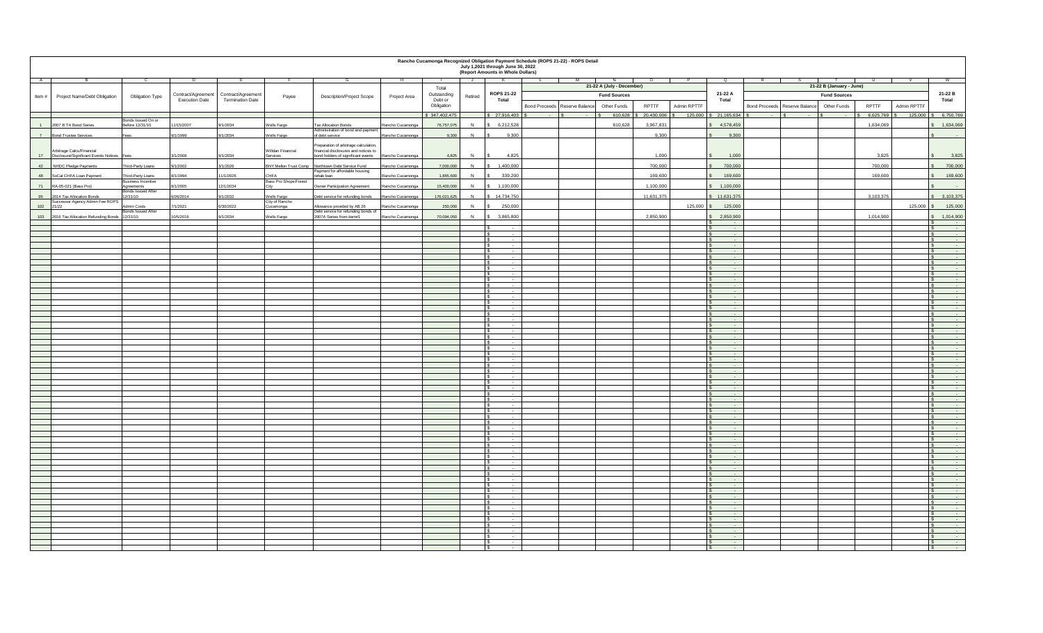# Rancho Cucamonga Recognized Obligation Payment Schedule (ROPS 21-22) - ROPS Detail
## July 1,2021 through June 30, 2022
### (Report Amounts in Whole Dollars)

| A | B | C | D | E | F | G | H | I | J | K | L | M | N | O | P | Q | R | S | T | U | V | W |
|---|---|---|---|---|---|---|---|---|---|---|---|---|---|---|---|---|---|---|---|---|---|---|
| | | | | | | | | | | | 21-22 A (July - December) | | | | | | 21-22 B (January - June) | | | | | |
| | | | | | | | | | | | Fund Sources | | | | | | Fund Sources | | | | | |
| Item # | Project Name/Debt Obligation | Obligation Type | Contract/Agreement Execution Date | Contract/Agreement Termination Date | Payee | Description/Project Scope | Project Area | Total Outstanding Debt or Obligation | Retired | ROPS 21-22 Total | Bond Proceeds | Reserve Balance | Other Funds | RPTTF | Admin RPTTF | 21-22 A Total | Bond Proceeds | Reserve Balance | Other Funds | RPTTF | Admin RPTTF | 21-22 B Total |
| | | | | | | | | $ 347,402,475 | | $ 27,916,403 | $ - | $ - | $ 610,628 | $ 20,430,006 | $ 125,000 | $ 21,165,634 | $ - | $ - | $ - | $ 6,625,769 | $ 125,000 | $ 6,750,769 |
| 1 | 2007 B TA Bond Series | Bonds Issued On or Before 12/31/10 | 11/15/2007 | 9/1/2034 | Wells Fargo | Tax Allocation Bonds | Rancho Cucamonga | 76,757,075 | N | $ 6,212,528 | | | 610,628 | 3,967,831 | | $ 4,578,459 | | | | 1,634,069 | | $ 1,634,069 |
| 7 | Bond Trustee Services | Fees | 9/1/1999 | 9/1/2034 | Wells Fargo | Administration of bond and payment of debt service | Rancho Cucamonga | 9,300 | N | $ 9,300 | | | | 9,300 | | $ 9,300 | | | | | | $ - |
| 17 | Arbitrage Calcs/Financial Disclosure/Significant Events Notices | Fees | 3/1/2008 | 9/1/2034 | Willdan Financial Services | Preparation of arbitrage calculation, financial disclosures and notices to bond holders of significant events | Rancho Cucamonga | 4,825 | N | $ 4,825 | | | | 1,000 | | $ 1,000 | | | | 3,825 | | $ 3,825 |
| 42 | NHDC Pledge Payments | Third-Party Loans | 9/1/2002 | 3/1/2026 | BNY Mellon Trust Comp | Northtown Debt Service Fund | Rancho Cucamonga | 7,000,000 | N | $ 1,400,000 | | | | 700,000 | | $ 700,000 | | | | 700,000 | | $ 700,000 |
| 48 | SoCal CHFA Loan Payment | Third-Party Loans | 8/1/1994 | 11/1/2026 | CHFA | Payment for affordable housing rehab loan | Rancho Cucamonga | 1,865,600 | N | $ 339,200 | | | | 169,600 | | $ 169,600 | | | | 169,600 | | $ 169,600 |
| 71 | RA-05-021 (Bass Pro) | Business Incentive Agreements | 8/1/2005 | 12/1/2034 | Bass Pro Shops/Forest City | Owner Participation Agreement | Rancho Cucamonga | 15,400,000 | N | $ 1,100,000 | | | | 1,100,000 | | $ 1,100,000 | | | | | | $ - |
| 95 | 2014 Tax Allocation Bonds | Bonds Issued After 12/31/10 | 6/26/2014 | 9/1/2032 | Wells Fargo | Debt service for refunding bonds | Rancho Cucamonga | 176,021,625 | N | $ 14,734,750 | | | | 11,631,375 | | $ 11,631,375 | | | | 3,103,375 | | $ 3,103,375 |
| 102 | Successor Agency Admin Fee ROPS 21/22 | Admin Costs | 7/1/2021 | 6/30/2022 | City of Rancho Cucamonga | Allowance provided by AB 26 | Rancho Cucamonga | 250,000 | N | $ 250,000 | | | | | 125,000 | $ 125,000 | | | | | 125,000 | $ 125,000 |
| 103 | 2016 Tax Allocation Refunding Bonds | Bonds Issued After 12/31/10 | 10/5/2016 | 9/1/2034 | Wells Fargo | Debt service for refunding bonds of 2007A Series from item#1 | Rancho Cucamonga | 70,094,050 | N | $ 3,865,800 | | | | 2,850,900 | | $ 2,850,900 | | | | 1,014,900 | | $ 1,014,900 |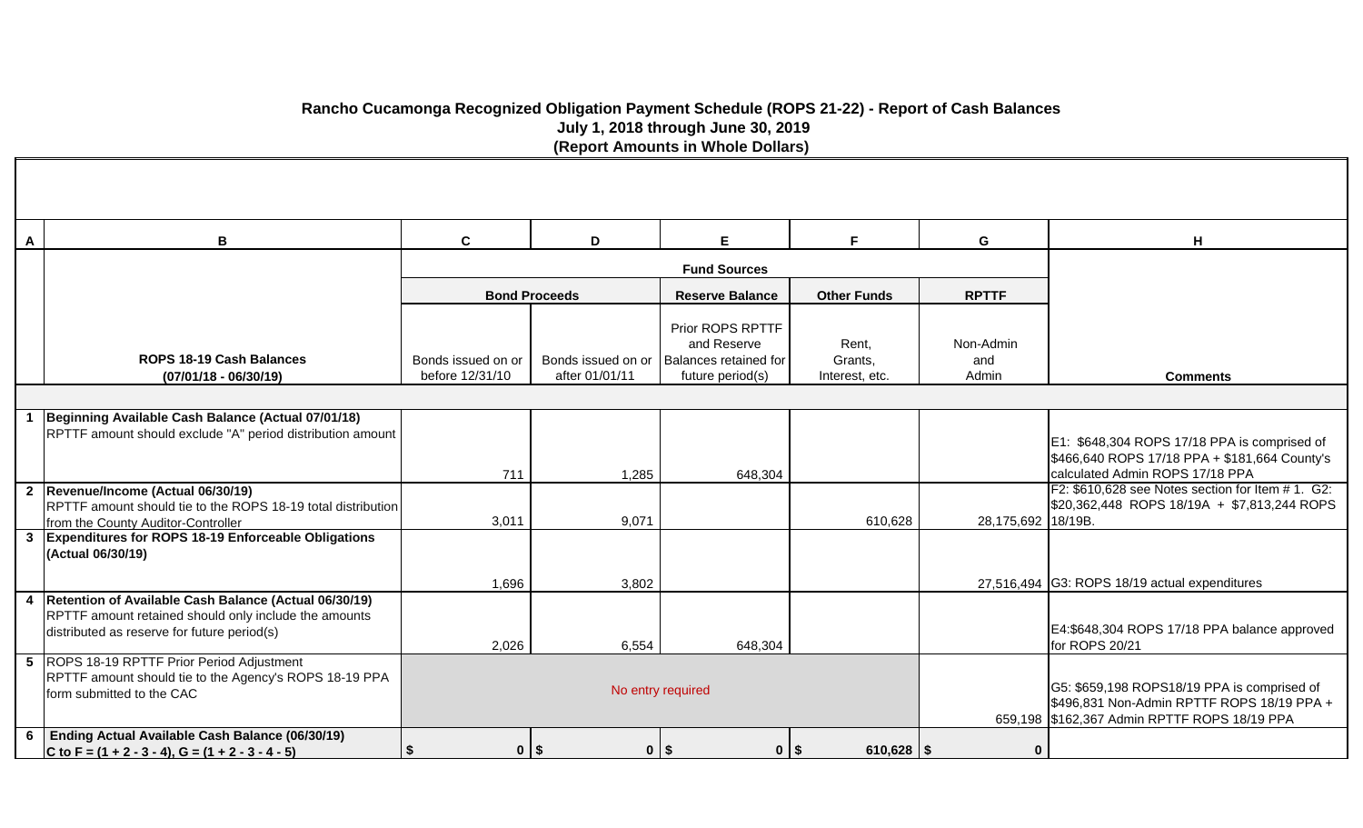## Rancho Cucamonga Recognized Obligation Payment Schedule (ROPS 21-22) - Report of Cash Balances
### July 1, 2018 through June 30, 2019
### (Report Amounts in Whole Dollars)

| A | B | C | D | E | F | G | H |
|---|---|---|---|---|---|---|---|
| | | Fund Sources | | | | | |
| | | Bond Proceeds | | Reserve Balance | Other Funds | RPTTF | |
| | **ROPS 18-19 Cash Balances (07/01/18 - 06/30/19)** | Bonds issued on or before 12/31/10 | Bonds issued on or after 01/01/11 | Prior ROPS RPTTF and Reserve Balances retained for future period(s) | Rent, Grants, Interest, etc. | Non-Admin and Admin | **Comments** |
| 1 | **Beginning Available Cash Balance (Actual 07/01/18)** RPTTF amount should exclude "A" period distribution amount | 711 | 1,285 | 648,304 | | | E1: $648,304 ROPS 17/18 PPA is comprised of $466,640 ROPS 17/18 PPA + $181,664 County's calculated Admin ROPS 17/18 PPA |
| 2 | **Revenue/Income (Actual 06/30/19)** RPTTF amount should tie to the ROPS 18-19 total distribution from the County Auditor-Controller | 3,011 | 9,071 | | 610,628 | 28,175,692 | F2: $610,628 see Notes section for Item # 1. G2: $20,362,448 ROPS 18/19A + $7,813,244 ROPS 18/19B. |
| 3 | **Expenditures for ROPS 18-19 Enforceable Obligations (Actual 06/30/19)** | 1,696 | 3,802 | | | 27,516,494 | G3: ROPS 18/19 actual expenditures |
| 4 | **Retention of Available Cash Balance (Actual 06/30/19)** RPTTF amount retained should only include the amounts distributed as reserve for future period(s) | 2,026 | 6,554 | 648,304 | | | E4:$648,304 ROPS 17/18 PPA balance approved for ROPS 20/21 |
| 5 | ROPS 18-19 RPTTF Prior Period Adjustment RPTTF amount should tie to the Agency's ROPS 18-19 PPA form submitted to the CAC | No entry required | | | | 659,198 | G5: $659,198 ROPS18/19 PPA is comprised of $496,831 Non-Admin RPTTF ROPS 18/19 PPA + $162,367 Admin RPTTF ROPS 18/19 PPA |
| 6 | **Ending Actual Available Cash Balance (06/30/19) C to F = (1 + 2 - 3 - 4), G = (1 + 2 - 3 - 4 - 5)** | $ 0 | $ 0 | $ 0 | $ 610,628 | $ 0 | |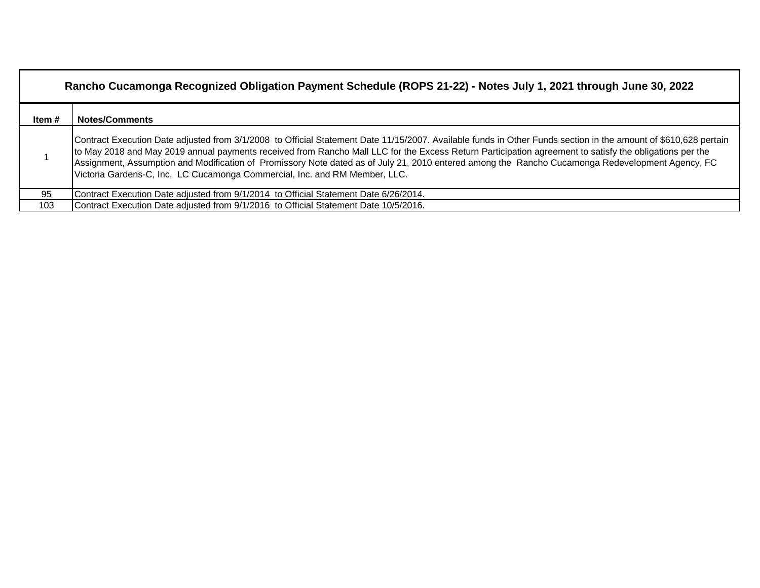| Rancho Cucamonga Recognized Obligation Payment Schedule (ROPS 21-22) - Notes July 1, 2021 through June 30, 2022 | |
|---|---|
| **Item #** | **Notes/Comments** |
| 1 | Contract Execution Date adjusted from 3/1/2008 to Official Statement Date 11/15/2007. Available funds in Other Funds section in the amount of $610,628 pertain to May 2018 and May 2019 annual payments received from Rancho Mall LLC for the Excess Return Participation agreement to satisfy the obligations per the Assignment, Assumption and Modification of Promissory Note dated as of July 21, 2010 entered among the Rancho Cucamonga Redevelopment Agency, FC Victoria Gardens-C, Inc, LC Cucamonga Commercial, Inc. and RM Member, LLC. |
| 95 | Contract Execution Date adjusted from 9/1/2014 to Official Statement Date 6/26/2014. |
| 103 | Contract Execution Date adjusted from 9/1/2016 to Official Statement Date 10/5/2016. |